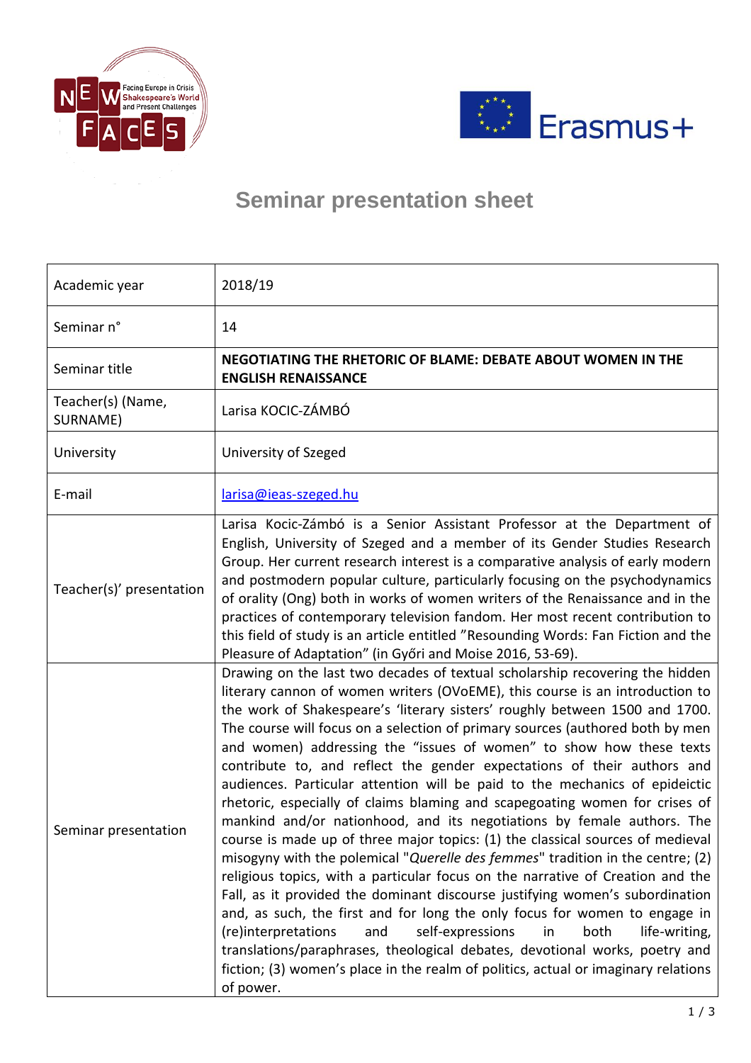# Seminar presentation sheet

| | |
|---|---|
| Academic year | 2018/19 |
| Seminar n° | 14 |
| Seminar title | **NEGOTIATING THE RHETORIC OF BLAME: DEBATE ABOUT WOMEN IN THE ENGLISH RENAISSANCE** |
| Teacher(s) (Name, SURNAME) | Larisa KOCIC-ZÁMBÓ |
| University | University of Szeged |
| E-mail | larisa@ieas-szeged.hu |
| Teacher(s)' presentation | Larisa Kocic-Zámbó is a Senior Assistant Professor at the Department of English, University of Szeged and a member of its Gender Studies Research Group. Her current research interest is a comparative analysis of early modern and postmodern popular culture, particularly focusing on the psychodynamics of orality (Ong) both in works of women writers of the Renaissance and in the practices of contemporary television fandom. Her most recent contribution to this field of study is an article entitled "Resounding Words: Fan Fiction and the Pleasure of Adaptation" (in Győri and Moise 2016, 53-69). |
| Seminar presentation | Drawing on the last two decades of textual scholarship recovering the hidden literary cannon of women writers (OVoEME), this course is an introduction to the work of Shakespeare's 'literary sisters' roughly between 1500 and 1700. The course will focus on a selection of primary sources (authored both by men and women) addressing the "issues of women" to show how these texts contribute to, and reflect the gender expectations of their authors and audiences. Particular attention will be paid to the mechanics of epideictic rhetoric, especially of claims blaming and scapegoating women for crises of mankind and/or nationhood, and its negotiations by female authors. The course is made up of three major topics: (1) the classical sources of medieval misogyny with the polemical "*Querelle des femmes*" tradition in the centre; (2) religious topics, with a particular focus on the narrative of Creation and the Fall, as it provided the dominant discourse justifying women's subordination and, as such, the first and for long the only focus for women to engage in (re)interpretations and self-expressions in both life-writing, translations/paraphrases, theological debates, devotional works, poetry and fiction; (3) women's place in the realm of politics, actual or imaginary relations of power. |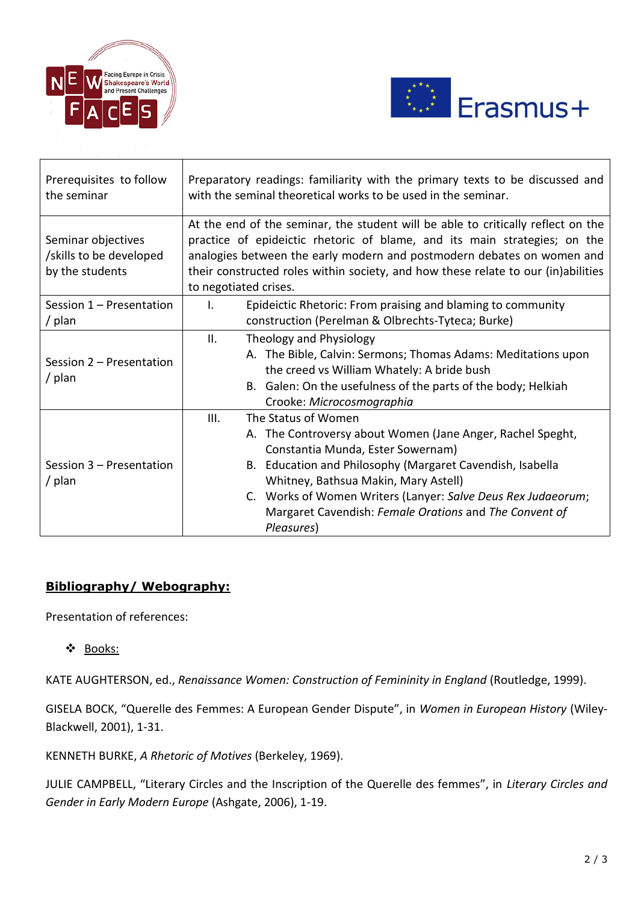| Prerequisites to follow the seminar | Preparatory readings: familiarity with the primary texts to be discussed and with the seminal theoretical works to be used in the seminar. |
|---|---|
| Seminar objectives /skills to be developed by the students | At the end of the seminar, the student will be able to critically reflect on the practice of epideictic rhetoric of blame, and its main strategies; on the analogies between the early modern and postmodern debates on women and their constructed roles within society, and how these relate to our (in)abilities to negotiated crises. |
| Session 1 – Presentation / plan | I. Epideictic Rhetoric: From praising and blaming to community construction (Perelman & Olbrechts-Tyteca; Burke) |
| Session 2 – Presentation / plan | II. Theology and Physiology<br>A. The Bible, Calvin: Sermons; Thomas Adams: Meditations upon the creed vs William Whately: A bride bush<br>B. Galen: On the usefulness of the parts of the body; Helkiah Crooke: *Microcosmographia* |
| Session 3 – Presentation / plan | III. The Status of Women<br>A. The Controversy about Women (Jane Anger, Rachel Speght, Constantia Munda, Ester Sowernam)<br>B. Education and Philosophy (Margaret Cavendish, Isabella Whitney, Bathsua Makin, Mary Astell)<br>C. Works of Women Writers (Lanyer: *Salve Deus Rex Judaeorum*; Margaret Cavendish: *Female Orations* and *The Convent of Pleasures*) |

**<u>Bibliography/ Webography:</u>**

Presentation of references:

- <u>Books:</u>

KATE AUGHTERSON, ed., *Renaissance Women: Construction of Femininity in England* (Routledge, 1999).

GISELA BOCK, "Querelle des Femmes: A European Gender Dispute", in *Women in European History* (Wiley-Blackwell, 2001), 1-31.

KENNETH BURKE, *A Rhetoric of Motives* (Berkeley, 1969).

JULIE CAMPBELL, "Literary Circles and the Inscription of the Querelle des femmes", in *Literary Circles and Gender in Early Modern Europe* (Ashgate, 2006), 1-19.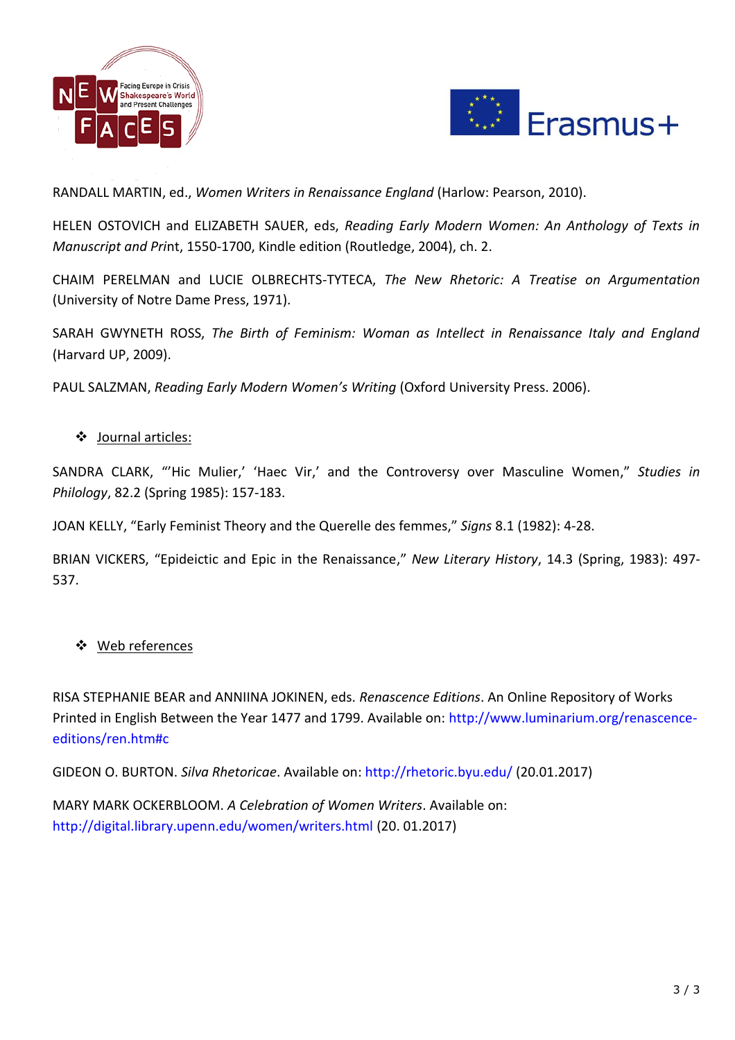RANDALL MARTIN, ed., *Women Writers in Renaissance England* (Harlow: Pearson, 2010).

HELEN OSTOVICH and ELIZABETH SAUER, eds, *Reading Early Modern Women: An Anthology of Texts in Manuscript and Pri*nt, 1550-1700, Kindle edition (Routledge, 2004), ch. 2.

CHAIM PERELMAN and LUCIE OLBRECHTS-TYTECA, *The New Rhetoric: A Treatise on Argumentation* (University of Notre Dame Press, 1971).

SARAH GWYNETH ROSS, *The Birth of Feminism: Woman as Intellect in Renaissance Italy and England* (Harvard UP, 2009).

PAUL SALZMAN, *Reading Early Modern Women's Writing* (Oxford University Press. 2006).

- Journal articles:

SANDRA CLARK, "'Hic Mulier,' 'Haec Vir,' and the Controversy over Masculine Women," *Studies in Philology*, 82.2 (Spring 1985): 157-183.

JOAN KELLY, "Early Feminist Theory and the Querelle des femmes," *Signs* 8.1 (1982): 4-28.

BRIAN VICKERS, "Epideictic and Epic in the Renaissance," *New Literary History*, 14.3 (Spring, 1983): 497-537.

- Web references

RISA STEPHANIE BEAR and ANNIINA JOKINEN, eds. *Renascence Editions*. An Online Repository of Works Printed in English Between the Year 1477 and 1799. Available on: http://www.luminarium.org/renascence-editions/ren.htm#c

GIDEON O. BURTON. *Silva Rhetoricae*. Available on: http://rhetoric.byu.edu/ (20.01.2017)

MARY MARK OCKERBLOOM. *A Celebration of Women Writers*. Available on: http://digital.library.upenn.edu/women/writers.html (20. 01.2017)